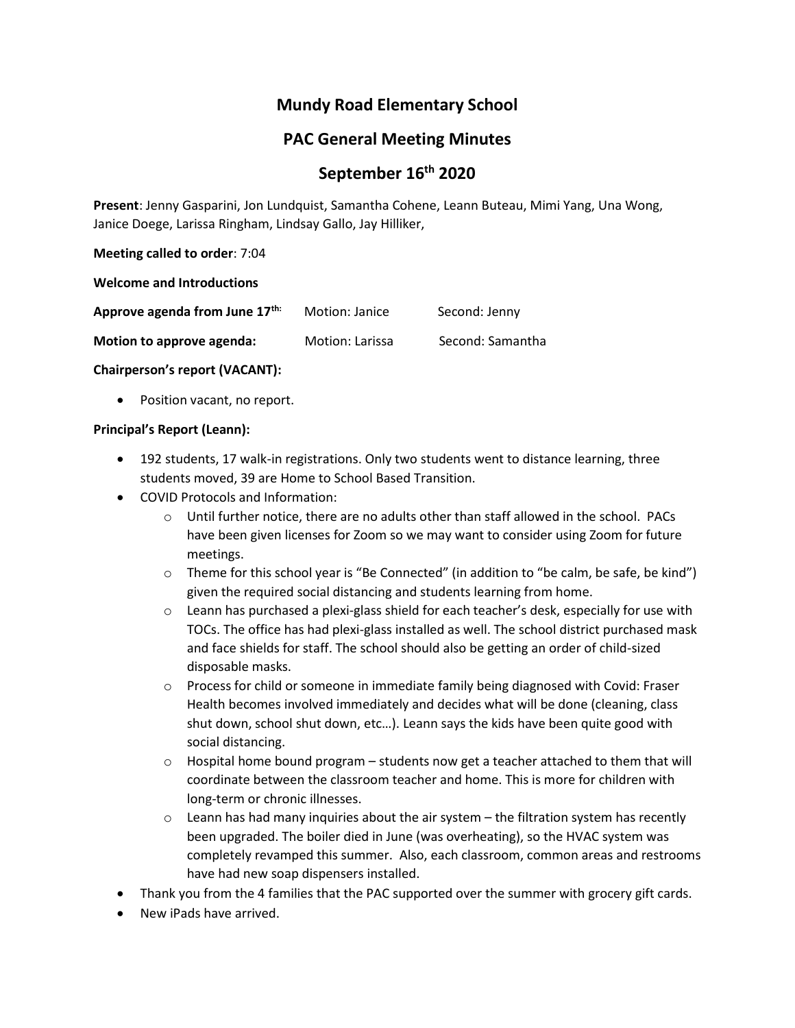# Mundy Road Elementary School

## PAC General Meeting Minutes

## September 16th 2020

**Present**: Jenny Gasparini, Jon Lundquist, Samantha Cohene, Leann Buteau, Mimi Yang, Una Wong, Janice Doege, Larissa Ringham, Lindsay Gallo, Jay Hilliker,

**Meeting called to order**: 7:04

**Welcome and Introductions**

| | | |
|---|---|---|
| **Approve agenda from June 17th:** | Motion: Janice | Second: Jenny |
| **Motion to approve agenda:** | Motion: Larissa | Second: Samantha |

**Chairperson's report (VACANT):**

- Position vacant, no report.

**Principal's Report (Leann):**

- 192 students, 17 walk-in registrations. Only two students went to distance learning, three students moved, 39 are Home to School Based Transition.
- COVID Protocols and Information:
  - Until further notice, there are no adults other than staff allowed in the school. PACs have been given licenses for Zoom so we may want to consider using Zoom for future meetings.
  - Theme for this school year is "Be Connected" (in addition to "be calm, be safe, be kind") given the required social distancing and students learning from home.
  - Leann has purchased a plexi-glass shield for each teacher's desk, especially for use with TOCs. The office has had plexi-glass installed as well. The school district purchased mask and face shields for staff. The school should also be getting an order of child-sized disposable masks.
  - Process for child or someone in immediate family being diagnosed with Covid: Fraser Health becomes involved immediately and decides what will be done (cleaning, class shut down, school shut down, etc…). Leann says the kids have been quite good with social distancing.
  - Hospital home bound program – students now get a teacher attached to them that will coordinate between the classroom teacher and home. This is more for children with long-term or chronic illnesses.
  - Leann has had many inquiries about the air system – the filtration system has recently been upgraded. The boiler died in June (was overheating), so the HVAC system was completely revamped this summer. Also, each classroom, common areas and restrooms have had new soap dispensers installed.
- Thank you from the 4 families that the PAC supported over the summer with grocery gift cards.
- New iPads have arrived.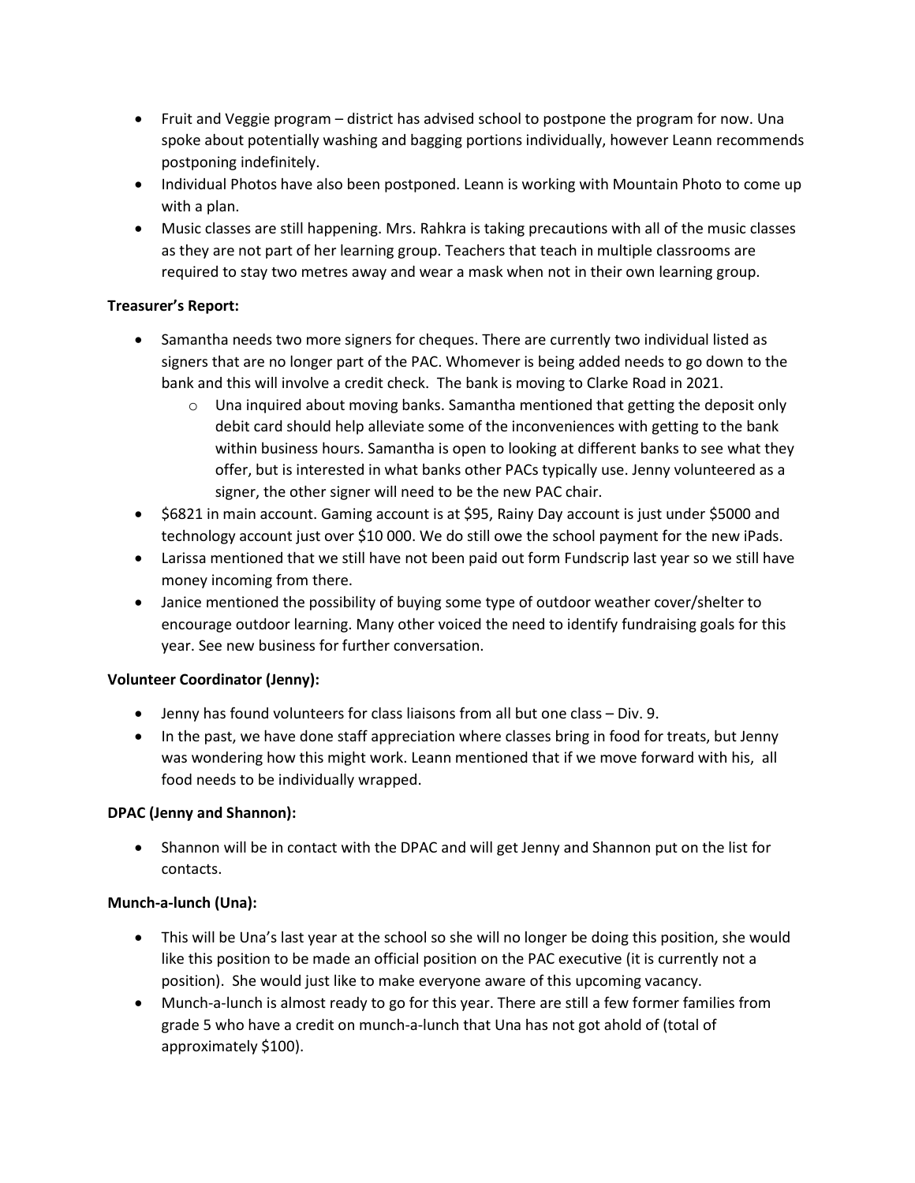- Fruit and Veggie program – district has advised school to postpone the program for now. Una spoke about potentially washing and bagging portions individually, however Leann recommends postponing indefinitely.
- Individual Photos have also been postponed. Leann is working with Mountain Photo to come up with a plan.
- Music classes are still happening. Mrs. Rahkra is taking precautions with all of the music classes as they are not part of her learning group. Teachers that teach in multiple classrooms are required to stay two metres away and wear a mask when not in their own learning group.

**Treasurer's Report:**

- Samantha needs two more signers for cheques. There are currently two individual listed as signers that are no longer part of the PAC. Whomever is being added needs to go down to the bank and this will involve a credit check. The bank is moving to Clarke Road in 2021.
    - Una inquired about moving banks. Samantha mentioned that getting the deposit only debit card should help alleviate some of the inconveniences with getting to the bank within business hours. Samantha is open to looking at different banks to see what they offer, but is interested in what banks other PACs typically use. Jenny volunteered as a signer, the other signer will need to be the new PAC chair.
- $6821 in main account. Gaming account is at $95, Rainy Day account is just under $5000 and technology account just over $10 000. We do still owe the school payment for the new iPads.
- Larissa mentioned that we still have not been paid out form Fundscrip last year so we still have money incoming from there.
- Janice mentioned the possibility of buying some type of outdoor weather cover/shelter to encourage outdoor learning. Many other voiced the need to identify fundraising goals for this year. See new business for further conversation.

**Volunteer Coordinator (Jenny):**

- Jenny has found volunteers for class liaisons from all but one class – Div. 9.
- In the past, we have done staff appreciation where classes bring in food for treats, but Jenny was wondering how this might work. Leann mentioned that if we move forward with his, all food needs to be individually wrapped.

**DPAC (Jenny and Shannon):**

- Shannon will be in contact with the DPAC and will get Jenny and Shannon put on the list for contacts.

**Munch-a-lunch (Una):**

- This will be Una's last year at the school so she will no longer be doing this position, she would like this position to be made an official position on the PAC executive (it is currently not a position). She would just like to make everyone aware of this upcoming vacancy.
- Munch-a-lunch is almost ready to go for this year. There are still a few former families from grade 5 who have a credit on munch-a-lunch that Una has not got ahold of (total of approximately $100).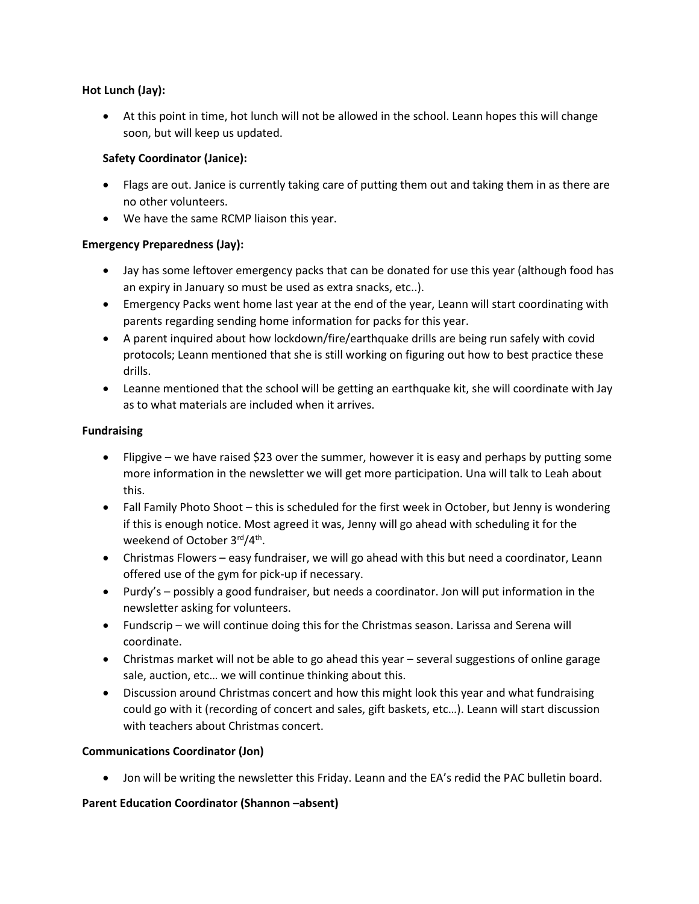**Hot Lunch (Jay):**

- At this point in time, hot lunch will not be allowed in the school. Leann hopes this will change soon, but will keep us updated.

**Safety Coordinator (Janice):**

- Flags are out. Janice is currently taking care of putting them out and taking them in as there are no other volunteers.
- We have the same RCMP liaison this year.

**Emergency Preparedness (Jay):**

- Jay has some leftover emergency packs that can be donated for use this year (although food has an expiry in January so must be used as extra snacks, etc..).
- Emergency Packs went home last year at the end of the year, Leann will start coordinating with parents regarding sending home information for packs for this year.
- A parent inquired about how lockdown/fire/earthquake drills are being run safely with covid protocols; Leann mentioned that she is still working on figuring out how to best practice these drills.
- Leanne mentioned that the school will be getting an earthquake kit, she will coordinate with Jay as to what materials are included when it arrives.

**Fundraising**

- Flipgive – we have raised $23 over the summer, however it is easy and perhaps by putting some more information in the newsletter we will get more participation. Una will talk to Leah about this.
- Fall Family Photo Shoot – this is scheduled for the first week in October, but Jenny is wondering if this is enough notice. Most agreed it was, Jenny will go ahead with scheduling it for the weekend of October 3rd/4th.
- Christmas Flowers – easy fundraiser, we will go ahead with this but need a coordinator, Leann offered use of the gym for pick-up if necessary.
- Purdy's – possibly a good fundraiser, but needs a coordinator. Jon will put information in the newsletter asking for volunteers.
- Fundscrip – we will continue doing this for the Christmas season. Larissa and Serena will coordinate.
- Christmas market will not be able to go ahead this year – several suggestions of online garage sale, auction, etc… we will continue thinking about this.
- Discussion around Christmas concert and how this might look this year and what fundraising could go with it (recording of concert and sales, gift baskets, etc…). Leann will start discussion with teachers about Christmas concert.

**Communications Coordinator (Jon)**

- Jon will be writing the newsletter this Friday. Leann and the EA's redid the PAC bulletin board.

**Parent Education Coordinator (Shannon –absent)**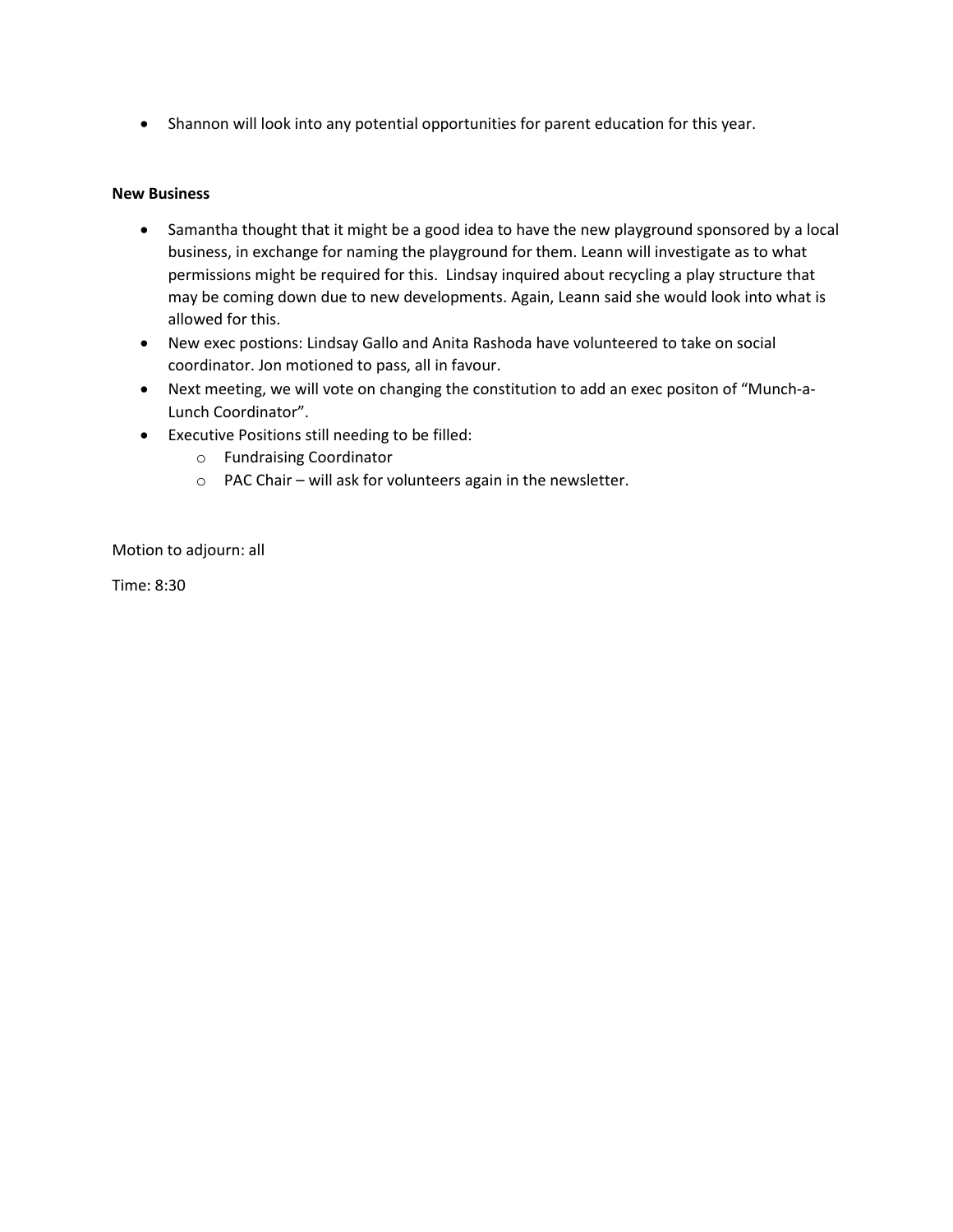- Shannon will look into any potential opportunities for parent education for this year.

**New Business**

- Samantha thought that it might be a good idea to have the new playground sponsored by a local business, in exchange for naming the playground for them. Leann will investigate as to what permissions might be required for this. Lindsay inquired about recycling a play structure that may be coming down due to new developments. Again, Leann said she would look into what is allowed for this.
- New exec postions: Lindsay Gallo and Anita Rashoda have volunteered to take on social coordinator. Jon motioned to pass, all in favour.
- Next meeting, we will vote on changing the constitution to add an exec positon of "Munch-a-Lunch Coordinator".
- Executive Positions still needing to be filled:
  - Fundraising Coordinator
  - PAC Chair – will ask for volunteers again in the newsletter.

Motion to adjourn: all

Time: 8:30